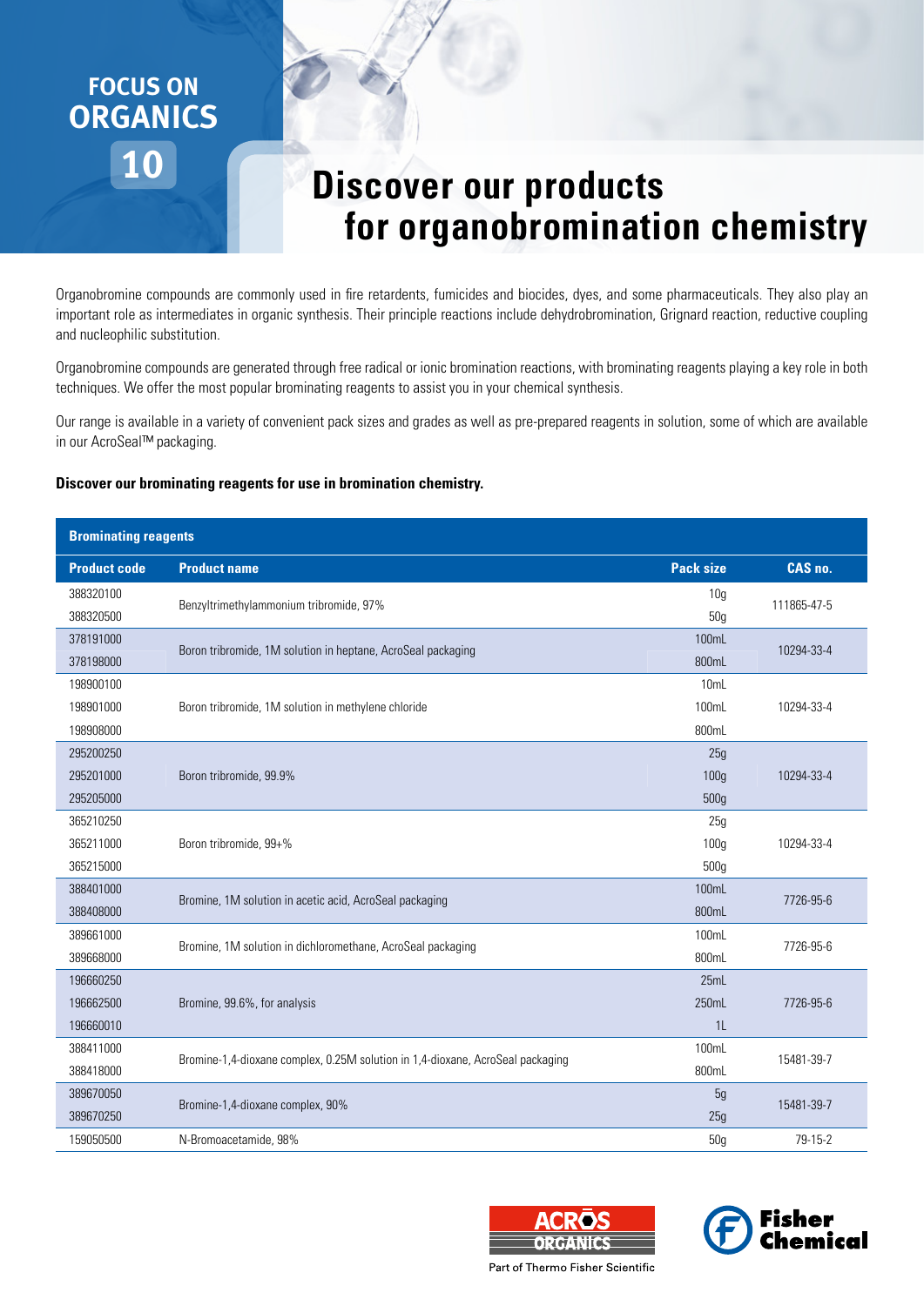FOCUS ON ORGANICS 10

# Discover our products for organobromination chemistry

Organobromine compounds are commonly used in fire retardents, fumicides and biocides, dyes, and some pharmaceuticals. They also play an important role as intermediates in organic synthesis. Their principle reactions include dehydrobromination, Grignard reaction, reductive coupling and nucleophilic substitution.

Organobromine compounds are generated through free radical or ionic bromination reactions, with brominating reagents playing a key role in both techniques. We offer the most popular brominating reagents to assist you in your chemical synthesis.

Our range is available in a variety of convenient pack sizes and grades as well as pre-prepared reagents in solution, some of which are available in our AcroSeal™ packaging.

**Discover our brominating reagents for use in bromination chemistry.**

**Brominating reagents**

| Product code | Product name | Pack size | CAS no. |
|---|---|---|---|
| 388320100 | Benzyltrimethylammonium tribromide, 97% | 10g | 111865-47-5 |
| 388320500 | | 50g | |
| 378191000 | Boron tribromide, 1M solution in heptane, AcroSeal packaging | 100mL | 10294-33-4 |
| 378198000 | | 800mL | |
| 198900100 | Boron tribromide, 1M solution in methylene chloride | 10mL | 10294-33-4 |
| 198901000 | | 100mL | |
| 198908000 | | 800mL | |
| 295200250 | Boron tribromide, 99.9% | 25g | 10294-33-4 |
| 295201000 | | 100g | |
| 295205000 | | 500g | |
| 365210250 | Boron tribromide, 99+% | 25g | 10294-33-4 |
| 365211000 | | 100g | |
| 365215000 | | 500g | |
| 388401000 | Bromine, 1M solution in acetic acid, AcroSeal packaging | 100mL | 7726-95-6 |
| 388408000 | | 800mL | |
| 389661000 | Bromine, 1M solution in dichloromethane, AcroSeal packaging | 100mL | 7726-95-6 |
| 389668000 | | 800mL | |
| 196660250 | Bromine, 99.6%, for analysis | 25mL | 7726-95-6 |
| 196662500 | | 250mL | |
| 196660010 | | 1L | |
| 388411000 | Bromine-1,4-dioxane complex, 0.25M solution in 1,4-dioxane, AcroSeal packaging | 100mL | 15481-39-7 |
| 388418000 | | 800mL | |
| 389670050 | Bromine-1,4-dioxane complex, 90% | 5g | 15481-39-7 |
| 389670250 | | 25g | |
| 159050500 | N-Bromoacetamide, 98% | 50g | 79-15-2 |

ACROS ORGANICS – Part of Thermo Fisher Scientific

Fisher Chemical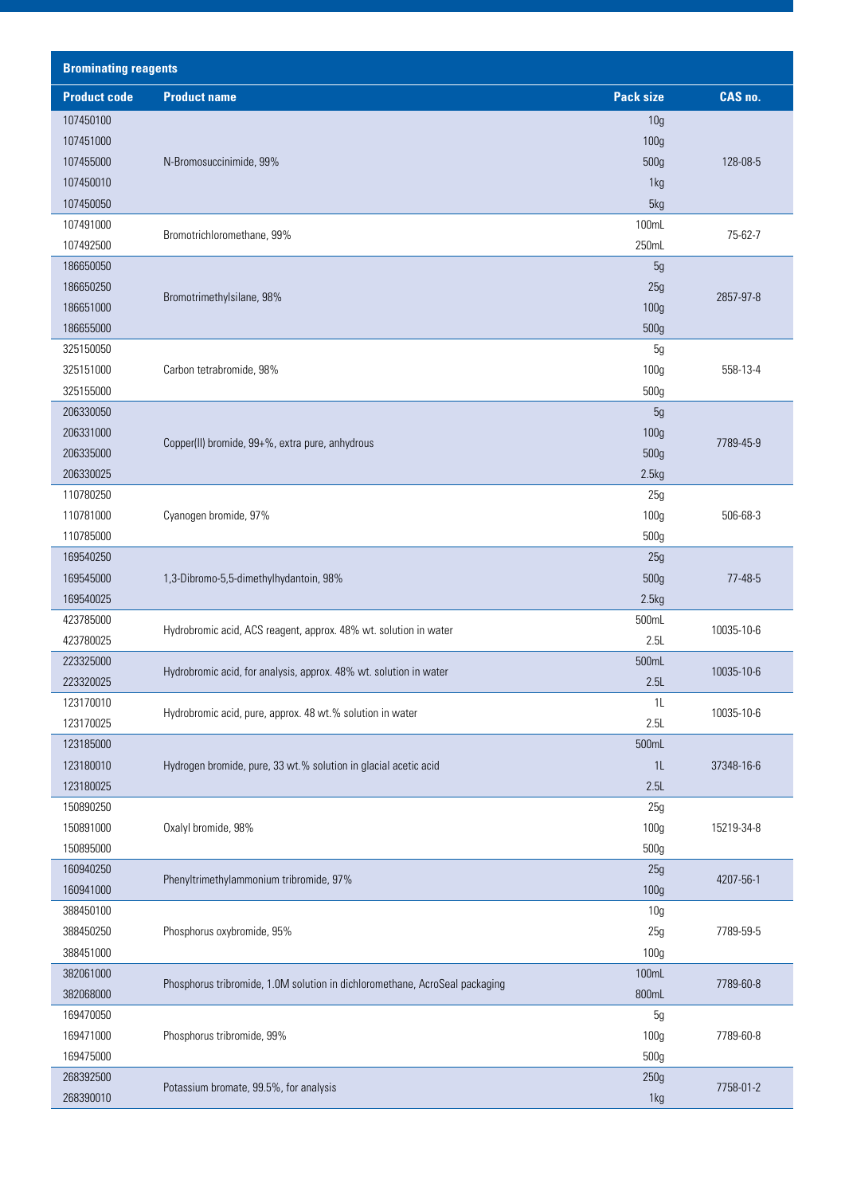## Brominating reagents

| Product code | Product name | Pack size | CAS no. |
|---|---|---|---|
| 107450100 | N-Bromosuccinimide, 99% | 10g | 128-08-5 |
| 107451000 | | 100g | |
| 107455000 | | 500g | |
| 107450010 | | 1kg | |
| 107450050 | | 5kg | |
| 107491000 | Bromotrichloromethane, 99% | 100mL | 75-62-7 |
| 107492500 | | 250mL | |
| 186650050 | Bromotrimethylsilane, 98% | 5g | 2857-97-8 |
| 186650250 | | 25g | |
| 186651000 | | 100g | |
| 186655000 | | 500g | |
| 325150050 | Carbon tetrabromide, 98% | 5g | 558-13-4 |
| 325151000 | | 100g | |
| 325155000 | | 500g | |
| 206330050 | Copper(II) bromide, 99+%, extra pure, anhydrous | 5g | 7789-45-9 |
| 206331000 | | 100g | |
| 206335000 | | 500g | |
| 206330025 | | 2.5kg | |
| 110780250 | Cyanogen bromide, 97% | 25g | 506-68-3 |
| 110781000 | | 100g | |
| 110785000 | | 500g | |
| 169540250 | 1,3-Dibromo-5,5-dimethylhydantoin, 98% | 25g | 77-48-5 |
| 169545000 | | 500g | |
| 169540025 | | 2.5kg | |
| 423785000 | Hydrobromic acid, ACS reagent, approx. 48% wt. solution in water | 500mL | 10035-10-6 |
| 423780025 | | 2.5L | |
| 223325000 | Hydrobromic acid, for analysis, approx. 48% wt. solution in water | 500mL | 10035-10-6 |
| 223320025 | | 2.5L | |
| 123170010 | Hydrobromic acid, pure, approx. 48 wt.% solution in water | 1L | 10035-10-6 |
| 123170025 | | 2.5L | |
| 123185000 | Hydrogen bromide, pure, 33 wt.% solution in glacial acetic acid | 500mL | 37348-16-6 |
| 123180010 | | 1L | |
| 123180025 | | 2.5L | |
| 150890250 | Oxalyl bromide, 98% | 25g | 15219-34-8 |
| 150891000 | | 100g | |
| 150895000 | | 500g | |
| 160940250 | Phenyltrimethylammonium tribromide, 97% | 25g | 4207-56-1 |
| 160941000 | | 100g | |
| 388450100 | Phosphorus oxybromide, 95% | 10g | 7789-59-5 |
| 388450250 | | 25g | |
| 388451000 | | 100g | |
| 382061000 | Phosphorus tribromide, 1.0M solution in dichloromethane, AcroSeal packaging | 100mL | 7789-60-8 |
| 382068000 | | 800mL | |
| 169470050 | Phosphorus tribromide, 99% | 5g | 7789-60-8 |
| 169471000 | | 100g | |
| 169475000 | | 500g | |
| 268392500 | Potassium bromate, 99.5%, for analysis | 250g | 7758-01-2 |
| 268390010 | | 1kg | |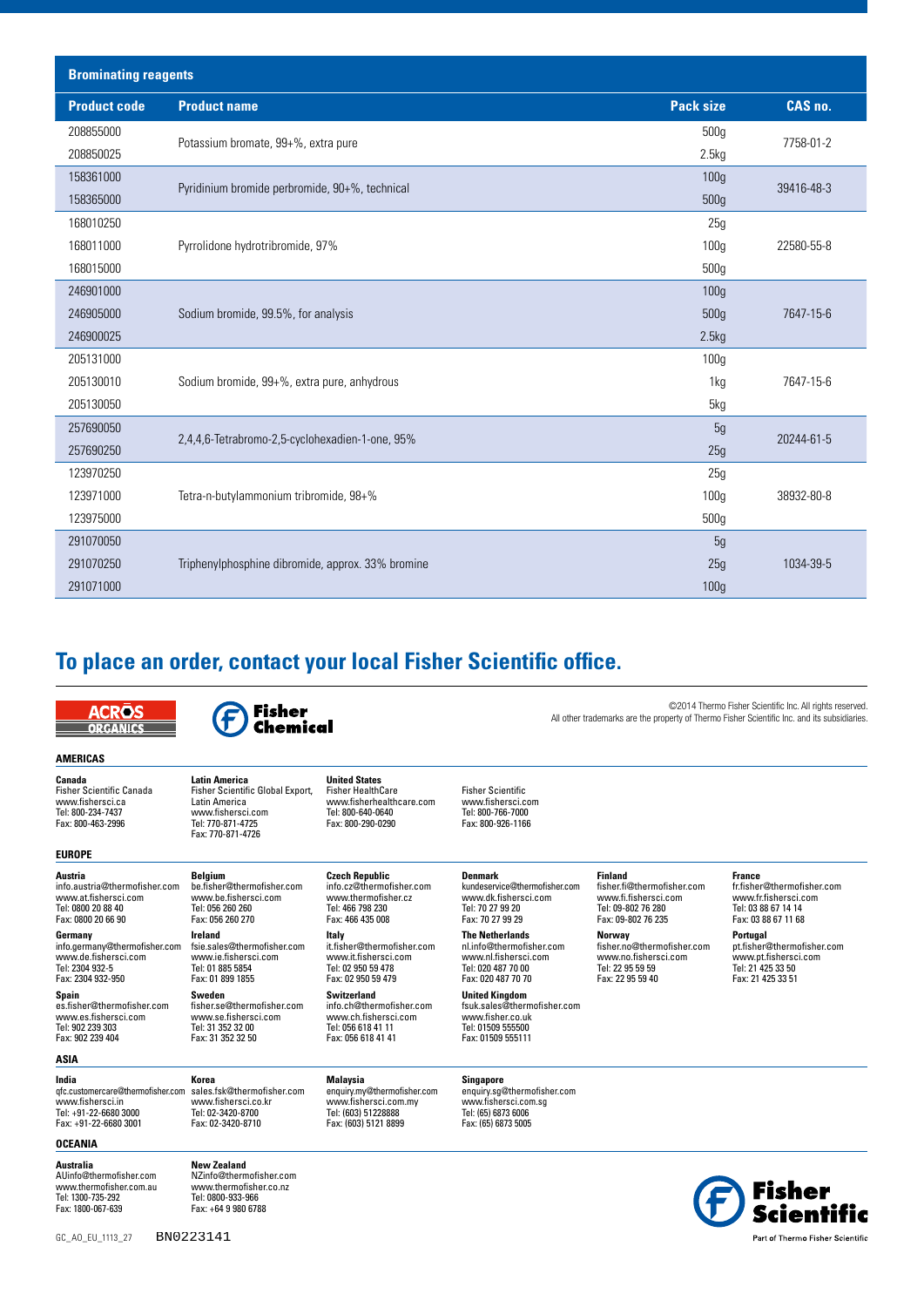## Brominating reagents

| Product code | Product name | Pack size | CAS no. |
|---|---|---|---|
| 208855000 | Potassium bromate, 99+%, extra pure | 500g | 7758-01-2 |
| 208850025 | | 2.5kg | |
| 158361000 | Pyridinium bromide perbromide, 90+%, technical | 100g | 39416-48-3 |
| 158365000 | | 500g | |
| 168010250 | Pyrrolidone hydrotribromide, 97% | 25g | 22580-55-8 |
| 168011000 | | 100g | |
| 168015000 | | 500g | |
| 246901000 | Sodium bromide, 99.5%, for analysis | 100g | 7647-15-6 |
| 246905000 | | 500g | |
| 246900025 | | 2.5kg | |
| 205131000 | Sodium bromide, 99+%, extra pure, anhydrous | 100g | 7647-15-6 |
| 205130010 | | 1kg | |
| 205130050 | | 5kg | |
| 257690050 | 2,4,4,6-Tetrabromo-2,5-cyclohexadien-1-one, 95% | 5g | 20244-61-5 |
| 257690250 | | 25g | |
| 123970250 | Tetra-n-butylammonium tribromide, 98+% | 25g | 38932-80-8 |
| 123971000 | | 100g | |
| 123975000 | | 500g | |
| 291070050 | Triphenylphosphine dibromide, approx. 33% bromine | 5g | 1034-39-5 |
| 291070250 | | 25g | |
| 291071000 | | 100g | |

# To place an order, contact your local Fisher Scientific office.

ACROS ORGANICS

Fisher Chemical

©2014 Thermo Fisher Scientific Inc. All rights reserved.
All other trademarks are the property of Thermo Fisher Scientific Inc. and its subsidiaries.

### AMERICAS

**Canada**
Fisher Scientific Canada
www.fishersci.ca
Tel: 800-234-7437
Fax: 800-463-2996

**Latin America**
Fisher Scientific Global Export, Latin America
www.fishersci.com
Tel: 770-871-4725
Fax: 770-871-4726

**United States**
Fisher HealthCare
www.fisherhealthcare.com
Tel: 800-640-0640
Fax: 800-290-0290

Fisher Scientific
www.fishersci.com
Tel: 800-766-7000
Fax: 800-926-1166

### EUROPE

**Austria**
info.austria@thermofisher.com
www.at.fishersci.com
Tel: 0800 20 88 40
Fax: 0800 20 66 90

**Belgium**
be.fisher@thermofisher.com
www.be.fishersci.com
Tel: 056 260 260
Fax: 056 260 270

**Czech Republic**
info.cz@thermofisher.com
www.thermofisher.cz
Tel: 466 798 230
Fax: 466 435 008

**Denmark**
kundeservice@thermofisher.com
www.dk.fishersci.com
Tel: 70 27 99 20
Fax: 70 27 99 29

**Finland**
fisher.fi@thermofisher.com
www.fi.fishersci.com
Tel: 09-802 76 280
Fax: 09-802 76 235

**France**
fr.fisher@thermofisher.com
www.fr.fishersci.com
Tel: 03 88 67 14 14
Fax: 03 88 67 11 68

**Germany**
info.germany@thermofisher.com
www.de.fishersci.com
Tel: 2304 932-5
Fax: 2304 932-950

**Ireland**
fsie.sales@thermofisher.com
www.ie.fishersci.com
Tel: 01 885 5854
Fax: 01 899 1855

**Italy**
it.fisher@thermofisher.com
www.it.fishersci.com
Tel: 02 950 59 478
Fax: 02 950 59 479

**The Netherlands**
nl.info@thermofisher.com
www.nl.fishersci.com
Tel: 020 487 70 00
Fax: 020 487 70 70

**Norway**
fisher.no@thermofisher.com
www.no.fishersci.com
Tel: 22 95 59 59
Fax: 22 95 59 40

**Portugal**
pt.fisher@thermofisher.com
www.pt.fishersci.com
Tel: 21 425 33 50
Fax: 21 425 33 51

**Spain**
es.fisher@thermofisher.com
www.es.fishersci.com
Tel: 902 239 303
Fax: 902 239 404

**Sweden**
fisher.se@thermofisher.com
www.se.fishersci.com
Tel: 31 352 32 00
Fax: 31 352 32 50

**Switzerland**
info.ch@thermofisher.com
www.ch.fishersci.com
Tel: 056 618 41 11
Fax: 056 618 41 41

**United Kingdom**
fsuk.sales@thermofisher.com
www.fisher.co.uk
Tel: 01509 555500
Fax: 01509 555111

### ASIA

**India**
qfc.customercare@thermofisher.com
www.fishersci.in
Tel: +91-22-6680 3000
Fax: +91-22-6680 3001

**Korea**
sales.fsk@thermofisher.com
www.fishersci.co.kr
Tel: 02-3420-8700
Fax: 02-3420-8710

**Malaysia**
enquiry.my@thermofisher.com
www.fishersci.com.my
Tel: (603) 51228888
Fax: (603) 5121 8899

**Singapore**
enquiry.sg@thermofisher.com
www.fishersci.com.sg
Tel: (65) 6873 6006
Fax: (65) 6873 5005

### OCEANIA

**Australia**
AUinfo@thermofisher.com
www.thermofisher.com.au
Tel: 1300-735-292
Fax: 1800-067-639

**New Zealand**
NZinfo@thermofisher.com
www.thermofisher.co.nz
Tel: 0800-933-966
Fax: +64 9 980 6788

Fisher Scientific
Part of Thermo Fisher Scientific

GC_AO_EU_1113_27 BN0223141